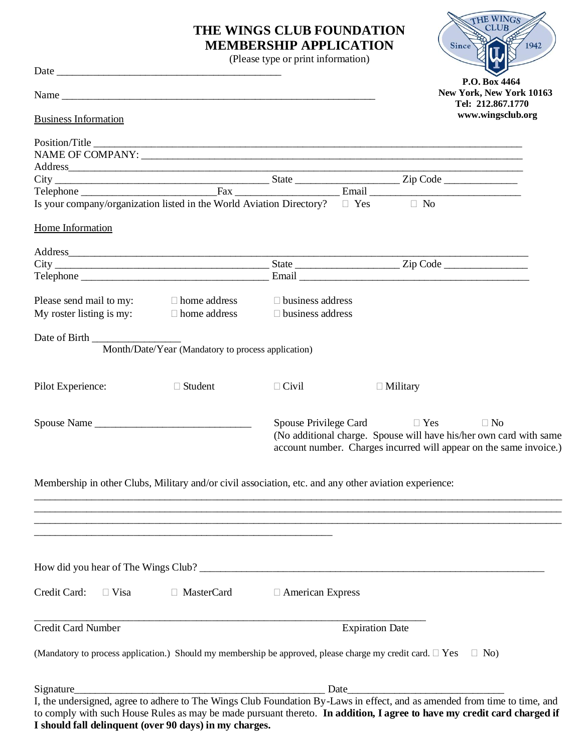# THE WINGS CLUB FOUNDATION
# MEMBERSHIP APPLICATION

(Please type or print information)

**P.O. Box 4464**
**New York, New York 10163**
**Tel: 212.867.1770**
**www.wingsclub.org**

Date ___________________________________________

Name ____________________________________________________________

Business Information

Position/Title ______________________________________________________________________________

NAME OF COMPANY: ___________________________________________________________________________

Address_____________________________________________________________________________________

City _________________________________________ State ____________________ Zip Code ______________

Telephone _________________________Fax ____________________ Email ______________________________

Is your company/organization listed in the World Aviation Directory? ☐ Yes ☐ No

Home Information

Address_____________________________________________________________________________________

City _________________________________________ State ____________________ Zip Code ________________

Telephone ______________________________________ Email _____________________________________________

Please send mail to my: ☐ home address ☐ business address

My roster listing is my: ☐ home address ☐ business address

Date of Birth _________________
Month/Date/Year (Mandatory to process application)

Pilot Experience: ☐ Student ☐ Civil ☐ Military

Spouse Name ______________________________ Spouse Privilege Card ☐ Yes ☐ No
(No additional charge. Spouse will have his/her own card with same account number. Charges incurred will appear on the same invoice.)

Membership in other Clubs, Military and/or civil association, etc. and any other aviation experience:

_____________________________________________________________________________________________
_____________________________________________________________________________________________
_____________________________________________________________________________________________
__________________________________________________________

How did you hear of The Wings Club? ____________________________________________________________________

Credit Card: ☐ Visa ☐ MasterCard ☐ American Express

_____________________________________________________________________________
Credit Card Number Expiration Date

(Mandatory to process application.) Should my membership be approved, please charge my credit card. ☐ Yes ☐ No)

Signature__________________________________________________ Date______________________________

I, the undersigned, agree to adhere to The Wings Club Foundation By-Laws in effect, and as amended from time to time, and to comply with such House Rules as may be made pursuant thereto. **In addition, I agree to have my credit card charged if I should fall delinquent (over 90 days) in my charges.**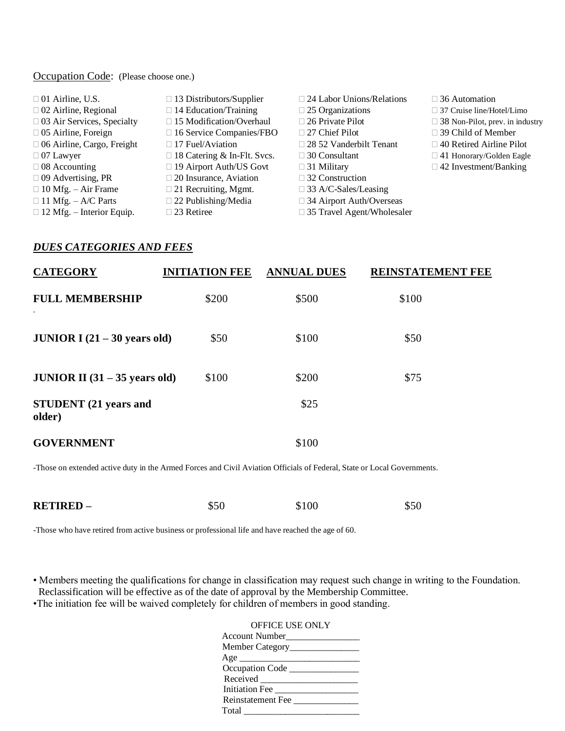Occupation Code: (Please choose one.)

- ☐ 01 Airline, U.S.
- ☐ 02 Airline, Regional
- ☐ 03 Air Services, Specialty
- ☐ 05 Airline, Foreign
- ☐ 06 Airline, Cargo, Freight
- ☐ 07 Lawyer
- ☐ 08 Accounting
- ☐ 09 Advertising, PR
- ☐ 10 Mfg. – Air Frame
- ☐ 11 Mfg. – A/C Parts
- ☐ 12 Mfg. – Interior Equip.
- ☐ 13 Distributors/Supplier
- ☐ 14 Education/Training
- ☐ 15 Modification/Overhaul
- ☐ 16 Service Companies/FBO
- ☐ 17 Fuel/Aviation
- ☐ 18 Catering & In-Flt. Svcs.
- ☐ 19 Airport Auth/US Govt
- ☐ 20 Insurance, Aviation
- ☐ 21 Recruiting, Mgmt.
- ☐ 22 Publishing/Media
- ☐ 23 Retiree
- ☐ 24 Labor Unions/Relations
- ☐ 25 Organizations
- ☐ 26 Private Pilot
- ☐ 27 Chief Pilot
- ☐ 28 52 Vanderbilt Tenant
- ☐ 30 Consultant
- ☐ 31 Military
- ☐ 32 Construction
- ☐ 33 A/C-Sales/Leasing
- ☐ 34 Airport Auth/Overseas
- ☐ 35 Travel Agent/Wholesaler
- ☐ 36 Automation
- ☐ 37 Cruise line/Hotel/Limo
- ☐ 38 Non-Pilot, prev. in industry
- ☐ 39 Child of Member
- ☐ 40 Retired Airline Pilot
- ☐ 41 Honorary/Golden Eagle
- ☐ 42 Investment/Banking

## ***DUES CATEGORIES AND FEES***

| CATEGORY | INITIATION FEE | ANNUAL DUES | REINSTATEMENT FEE |
|---|---|---|---|
| **FULL MEMBERSHIP** | $200 | $500 | $100 |
| **JUNIOR I (21 – 30 years old)** | $50 | $100 | $50 |
| **JUNIOR II (31 – 35 years old)** | $100 | $200 | $75 |
| **STUDENT (21 years and older)** | | $25 | |
| **GOVERNMENT** | | $100 | |
| **RETIRED –** | $50 | $100 | $50 |

-Those on extended active duty in the Armed Forces and Civil Aviation Officials of Federal, State or Local Governments.

-Those who have retired from active business or professional life and have reached the age of 60.

- Members meeting the qualifications for change in classification may request such change in writing to the Foundation. Reclassification will be effective as of the date of approval by the Membership Committee.
- The initiation fee will be waived completely for children of members in good standing.

OFFICE USE ONLY

Account Number________________

Member Category_______________

Age ___________________________

Occupation Code _______________

Received _____________________

Initiation Fee __________________

Reinstatement Fee ______________

Total _________________________